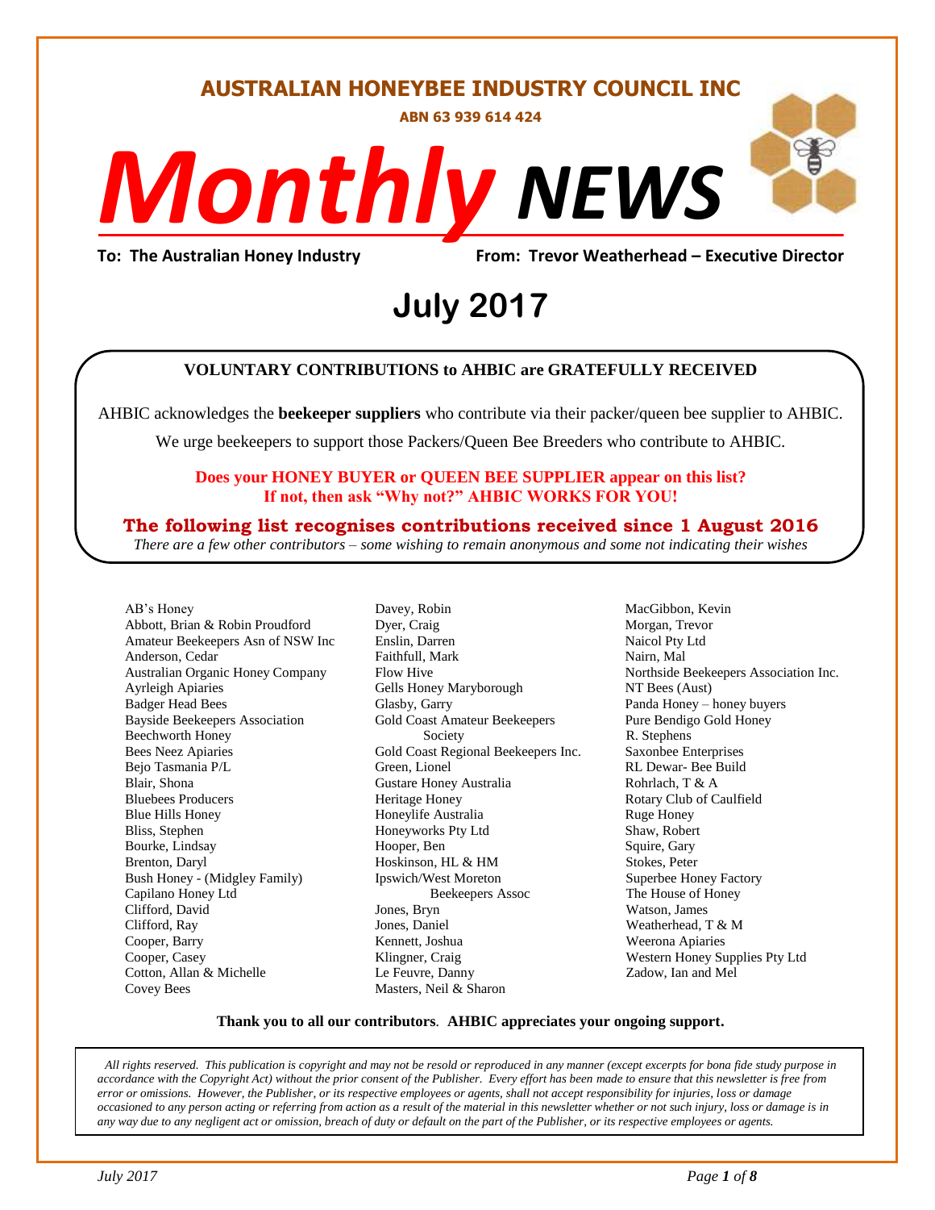# AUSTRALIAN HONEYBEE INDUSTRY COUNCIL INC

**ABN 63 939 614 424**

# *Monthly* NEWS

**To: The Australian Honey Industry** **From: Trevor Weatherhead – Executive Director**

# July 2017

**VOLUNTARY CONTRIBUTIONS to AHBIC are GRATEFULLY RECEIVED**

AHBIC acknowledges the **beekeeper suppliers** who contribute via their packer/queen bee supplier to AHBIC.

We urge beekeepers to support those Packers/Queen Bee Breeders who contribute to AHBIC.

**Does your HONEY BUYER or QUEEN BEE SUPPLIER appear on this list?**
**If not, then ask "Why not?" AHBIC WORKS FOR YOU!**

**The following list recognises contributions received since 1 August 2016**

*There are a few other contributors – some wishing to remain anonymous and some not indicating their wishes*

AB's Honey
Abbott, Brian & Robin Proudford
Amateur Beekeepers Asn of NSW Inc
Anderson, Cedar
Australian Organic Honey Company
Ayrleigh Apiaries
Badger Head Bees
Bayside Beekeepers Association
Beechworth Honey
Bees Neez Apiaries
Bejo Tasmania P/L
Blair, Shona
Bluebees Producers
Blue Hills Honey
Bliss, Stephen
Bourke, Lindsay
Brenton, Daryl
Bush Honey - (Midgley Family)
Capilano Honey Ltd
Clifford, David
Clifford, Ray
Cooper, Barry
Cooper, Casey
Cotton, Allan & Michelle
Covey Bees
Davey, Robin
Dyer, Craig
Enslin, Darren
Faithfull, Mark
Flow Hive
Gells Honey Maryborough
Glasby, Garry
Gold Coast Amateur Beekeepers Society
Gold Coast Regional Beekeepers Inc.
Green, Lionel
Gustare Honey Australia
Heritage Honey
Honeylife Australia
Honeyworks Pty Ltd
Hooper, Ben
Hoskinson, HL & HM
Ipswich/West Moreton Beekeepers Assoc
Jones, Bryn
Jones, Daniel
Kennett, Joshua
Klingner, Craig
Le Feuvre, Danny
Masters, Neil & Sharon
MacGibbon, Kevin
Morgan, Trevor
Naicol Pty Ltd
Nairn, Mal
Northside Beekeepers Association Inc.
NT Bees (Aust)
Panda Honey – honey buyers
Pure Bendigo Gold Honey
R. Stephens
Saxonbee Enterprises
RL Dewar- Bee Build
Rohrlach, T & A
Rotary Club of Caulfield
Ruge Honey
Shaw, Robert
Squire, Gary
Stokes, Peter
Superbee Honey Factory
The House of Honey
Watson, James
Weatherhead, T & M
Weerona Apiaries
Western Honey Supplies Pty Ltd
Zadow, Ian and Mel

**Thank you to all our contributors**. **AHBIC appreciates your ongoing support.**

*All rights reserved. This publication is copyright and may not be resold or reproduced in any manner (except excerpts for bona fide study purpose in accordance with the Copyright Act) without the prior consent of the Publisher. Every effort has been made to ensure that this newsletter is free from error or omissions. However, the Publisher, or its respective employees or agents, shall not accept responsibility for injuries, loss or damage occasioned to any person acting or referring from action as a result of the material in this newsletter whether or not such injury, loss or damage is in any way due to any negligent act or omission, breach of duty or default on the part of the Publisher, or its respective employees or agents.*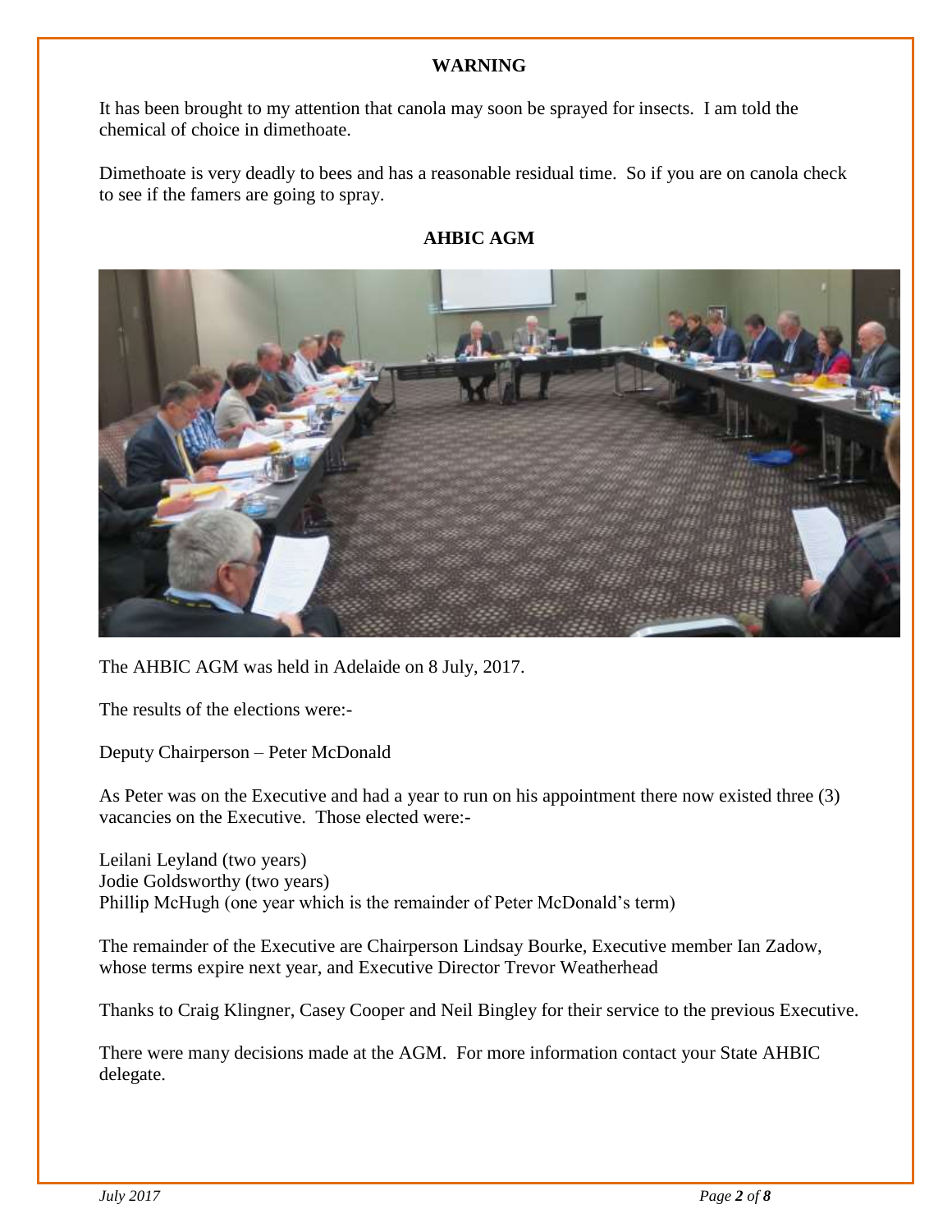## WARNING

It has been brought to my attention that canola may soon be sprayed for insects. I am told the chemical of choice in dimethoate.

Dimethoate is very deadly to bees and has a reasonable residual time. So if you are on canola check to see if the famers are going to spray.

## AHBIC AGM

The AHBIC AGM was held in Adelaide on 8 July, 2017.

The results of the elections were:-

Deputy Chairperson – Peter McDonald

As Peter was on the Executive and had a year to run on his appointment there now existed three (3) vacancies on the Executive. Those elected were:-

Leilani Leyland (two years)
Jodie Goldsworthy (two years)
Phillip McHugh (one year which is the remainder of Peter McDonald's term)

The remainder of the Executive are Chairperson Lindsay Bourke, Executive member Ian Zadow, whose terms expire next year, and Executive Director Trevor Weatherhead

Thanks to Craig Klingner, Casey Cooper and Neil Bingley for their service to the previous Executive.

There were many decisions made at the AGM. For more information contact your State AHBIC delegate.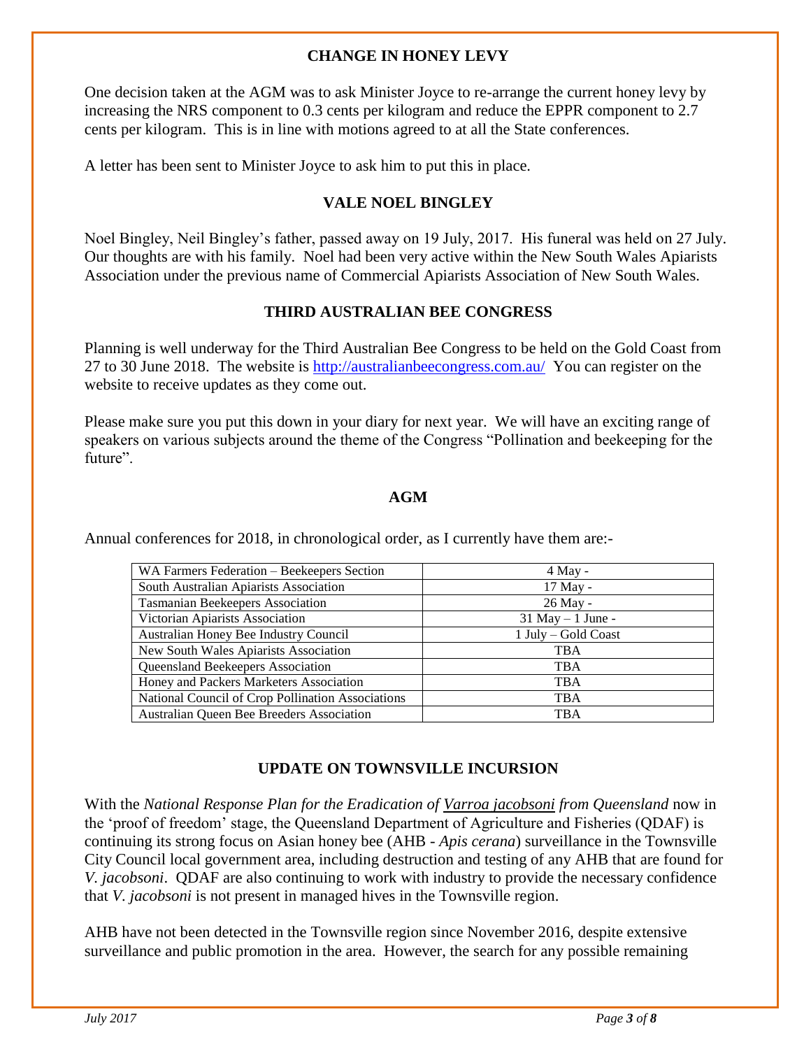## CHANGE IN HONEY LEVY

One decision taken at the AGM was to ask Minister Joyce to re-arrange the current honey levy by increasing the NRS component to 0.3 cents per kilogram and reduce the EPPR component to 2.7 cents per kilogram. This is in line with motions agreed to at all the State conferences.

A letter has been sent to Minister Joyce to ask him to put this in place.

## VALE NOEL BINGLEY

Noel Bingley, Neil Bingley's father, passed away on 19 July, 2017. His funeral was held on 27 July. Our thoughts are with his family. Noel had been very active within the New South Wales Apiarists Association under the previous name of Commercial Apiarists Association of New South Wales.

## THIRD AUSTRALIAN BEE CONGRESS

Planning is well underway for the Third Australian Bee Congress to be held on the Gold Coast from 27 to 30 June 2018. The website is [http://australianbeecongress.com.au/](http://australianbeecongress.com.au/) You can register on the website to receive updates as they come out.

Please make sure you put this down in your diary for next year. We will have an exciting range of speakers on various subjects around the theme of the Congress "Pollination and beekeeping for the future".

## AGM

Annual conferences for 2018, in chronological order, as I currently have them are:-

| Association | Date |
| --- | --- |
| WA Farmers Federation – Beekeepers Section | 4 May - |
| South Australian Apiarists Association | 17 May - |
| Tasmanian Beekeepers Association | 26 May - |
| Victorian Apiarists Association | 31 May – 1 June - |
| Australian Honey Bee Industry Council | 1 July – Gold Coast |
| New South Wales Apiarists Association | TBA |
| Queensland Beekeepers Association | TBA |
| Honey and Packers Marketers Association | TBA |
| National Council of Crop Pollination Associations | TBA |
| Australian Queen Bee Breeders Association | TBA |

## UPDATE ON TOWNSVILLE INCURSION

With the *National Response Plan for the Eradication of Varroa jacobsoni from Queensland* now in the 'proof of freedom' stage, the Queensland Department of Agriculture and Fisheries (QDAF) is continuing its strong focus on Asian honey bee (AHB - *Apis cerana*) surveillance in the Townsville City Council local government area, including destruction and testing of any AHB that are found for *V. jacobsoni*. QDAF are also continuing to work with industry to provide the necessary confidence that *V. jacobsoni* is not present in managed hives in the Townsville region.

AHB have not been detected in the Townsville region since November 2016, despite extensive surveillance and public promotion in the area. However, the search for any possible remaining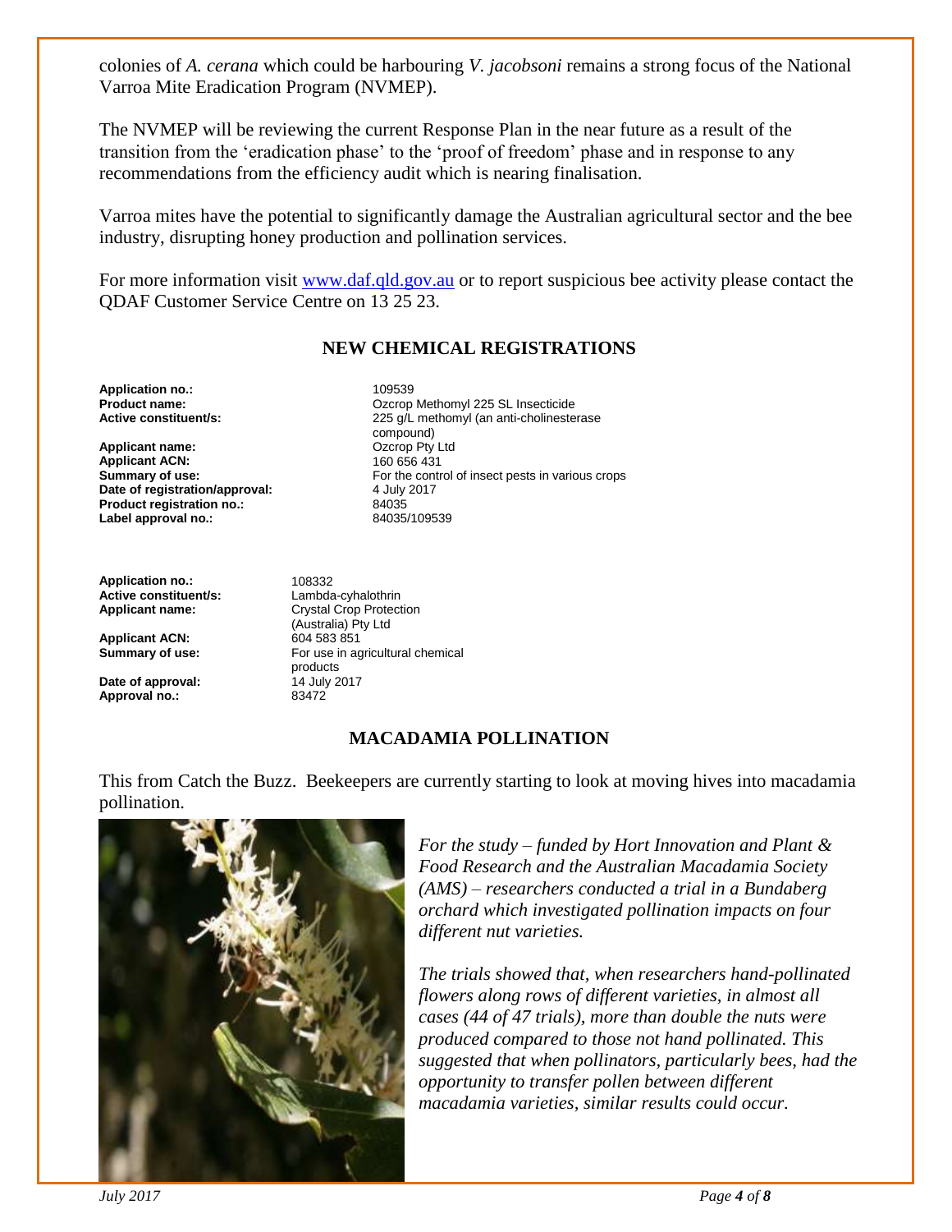colonies of *A. cerana* which could be harbouring *V. jacobsoni* remains a strong focus of the National Varroa Mite Eradication Program (NVMEP).

The NVMEP will be reviewing the current Response Plan in the near future as a result of the transition from the 'eradication phase' to the 'proof of freedom' phase and in response to any recommendations from the efficiency audit which is nearing finalisation.

Varroa mites have the potential to significantly damage the Australian agricultural sector and the bee industry, disrupting honey production and pollination services.

For more information visit [www.daf.qld.gov.au](http://www.daf.qld.gov.au) or to report suspicious bee activity please contact the QDAF Customer Service Centre on 13 25 23.

## NEW CHEMICAL REGISTRATIONS

| | |
|---|---|
| **Application no.:** | 109539 |
| **Product name:** | Ozcrop Methomyl 225 SL Insecticide |
| **Active constituent/s:** | 225 g/L methomyl (an anti-cholinesterase compound) |
| **Applicant name:** | Ozcrop Pty Ltd |
| **Applicant ACN:** | 160 656 431 |
| **Summary of use:** | For the control of insect pests in various crops |
| **Date of registration/approval:** | 4 July 2017 |
| **Product registration no.:** | 84035 |
| **Label approval no.:** | 84035/109539 |

| | |
|---|---|
| **Application no.:** | 108332 |
| **Active constituent/s:** | Lambda-cyhalothrin |
| **Applicant name:** | Crystal Crop Protection (Australia) Pty Ltd |
| **Applicant ACN:** | 604 583 851 |
| **Summary of use:** | For use in agricultural chemical products |
| **Date of approval:** | 14 July 2017 |
| **Approval no.:** | 83472 |

## MACADAMIA POLLINATION

This from Catch the Buzz. Beekeepers are currently starting to look at moving hives into macadamia pollination.

*For the study – funded by Hort Innovation and Plant & Food Research and the Australian Macadamia Society (AMS) – researchers conducted a trial in a Bundaberg orchard which investigated pollination impacts on four different nut varieties.*

*The trials showed that, when researchers hand-pollinated flowers along rows of different varieties, in almost all cases (44 of 47 trials), more than double the nuts were produced compared to those not hand pollinated. This suggested that when pollinators, particularly bees, had the opportunity to transfer pollen between different macadamia varieties, similar results could occur.*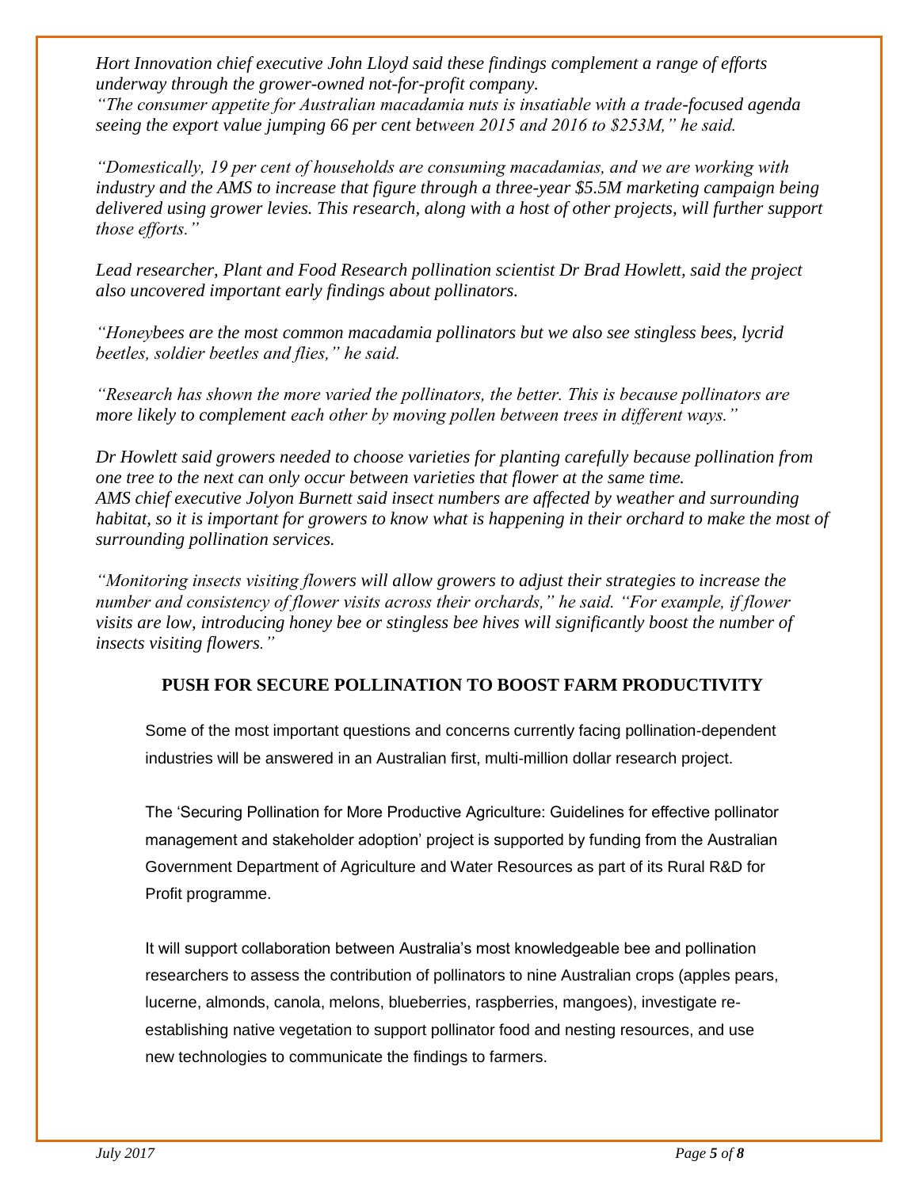*Hort Innovation chief executive John Lloyd said these findings complement a range of efforts underway through the grower-owned not-for-profit company.*
*"The consumer appetite for Australian macadamia nuts is insatiable with a trade-focused agenda seeing the export value jumping 66 per cent between 2015 and 2016 to $253M," he said.*

*"Domestically, 19 per cent of households are consuming macadamias, and we are working with industry and the AMS to increase that figure through a three-year $5.5M marketing campaign being delivered using grower levies. This research, along with a host of other projects, will further support those efforts."*

*Lead researcher, Plant and Food Research pollination scientist Dr Brad Howlett, said the project also uncovered important early findings about pollinators.*

*"Honeybees are the most common macadamia pollinators but we also see stingless bees, lycrid beetles, soldier beetles and flies," he said.*

*"Research has shown the more varied the pollinators, the better. This is because pollinators are more likely to complement each other by moving pollen between trees in different ways."*

*Dr Howlett said growers needed to choose varieties for planting carefully because pollination from one tree to the next can only occur between varieties that flower at the same time.*
*AMS chief executive Jolyon Burnett said insect numbers are affected by weather and surrounding habitat, so it is important for growers to know what is happening in their orchard to make the most of surrounding pollination services.*

*"Monitoring insects visiting flowers will allow growers to adjust their strategies to increase the number and consistency of flower visits across their orchards," he said. "For example, if flower visits are low, introducing honey bee or stingless bee hives will significantly boost the number of insects visiting flowers."*

## PUSH FOR SECURE POLLINATION TO BOOST FARM PRODUCTIVITY

Some of the most important questions and concerns currently facing pollination-dependent industries will be answered in an Australian first, multi-million dollar research project.

The 'Securing Pollination for More Productive Agriculture: Guidelines for effective pollinator management and stakeholder adoption' project is supported by funding from the Australian Government Department of Agriculture and Water Resources as part of its Rural R&D for Profit programme.

It will support collaboration between Australia's most knowledgeable bee and pollination researchers to assess the contribution of pollinators to nine Australian crops (apples pears, lucerne, almonds, canola, melons, blueberries, raspberries, mangoes), investigate re-establishing native vegetation to support pollinator food and nesting resources, and use new technologies to communicate the findings to farmers.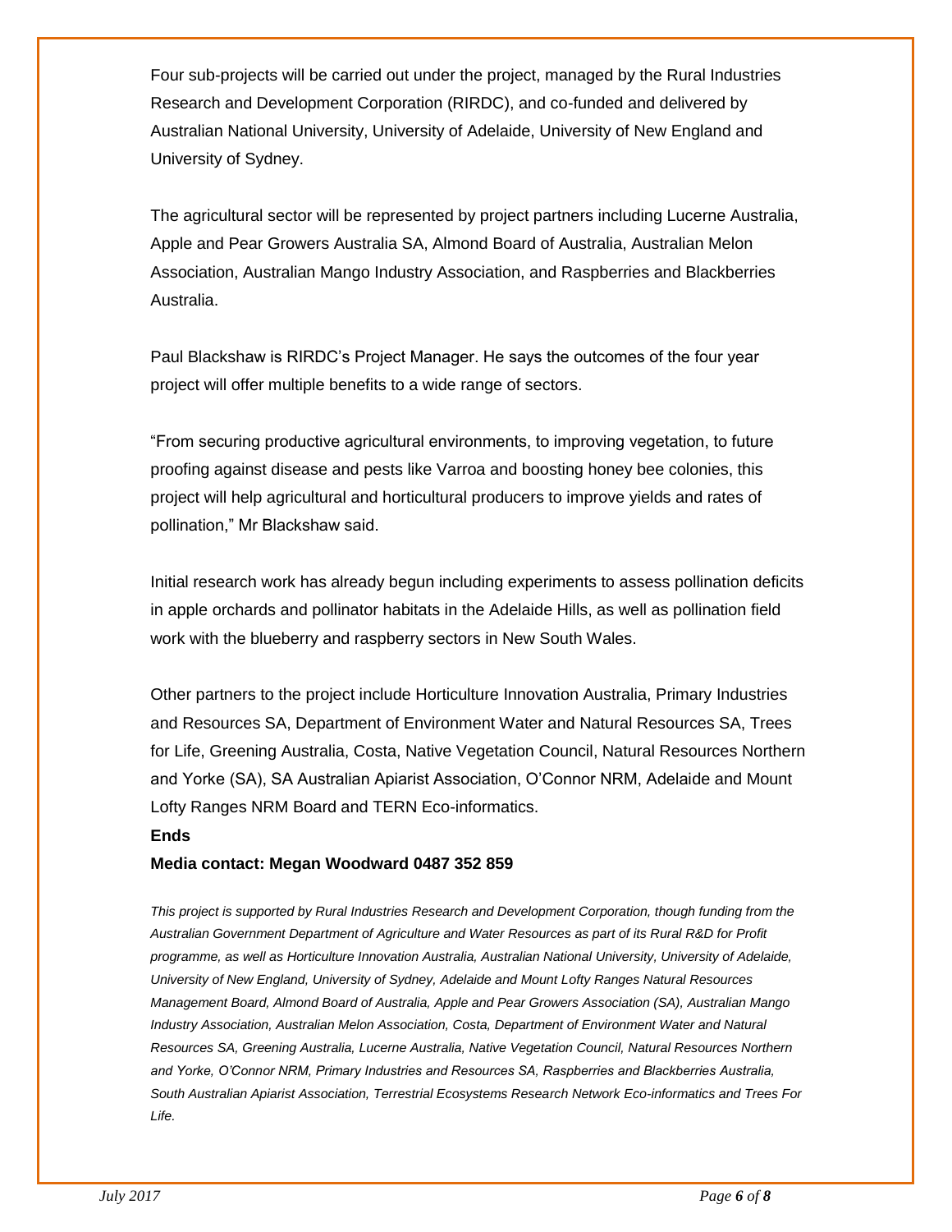Four sub-projects will be carried out under the project, managed by the Rural Industries Research and Development Corporation (RIRDC), and co-funded and delivered by Australian National University, University of Adelaide, University of New England and University of Sydney.

The agricultural sector will be represented by project partners including Lucerne Australia, Apple and Pear Growers Australia SA, Almond Board of Australia, Australian Melon Association, Australian Mango Industry Association, and Raspberries and Blackberries Australia.

Paul Blackshaw is RIRDC's Project Manager. He says the outcomes of the four year project will offer multiple benefits to a wide range of sectors.

"From securing productive agricultural environments, to improving vegetation, to future proofing against disease and pests like Varroa and boosting honey bee colonies, this project will help agricultural and horticultural producers to improve yields and rates of pollination," Mr Blackshaw said.

Initial research work has already begun including experiments to assess pollination deficits in apple orchards and pollinator habitats in the Adelaide Hills, as well as pollination field work with the blueberry and raspberry sectors in New South Wales.

Other partners to the project include Horticulture Innovation Australia, Primary Industries and Resources SA, Department of Environment Water and Natural Resources SA, Trees for Life, Greening Australia, Costa, Native Vegetation Council, Natural Resources Northern and Yorke (SA), SA Australian Apiarist Association, O'Connor NRM, Adelaide and Mount Lofty Ranges NRM Board and TERN Eco-informatics.

**Ends**

**Media contact: Megan Woodward 0487 352 859**

*This project is supported by Rural Industries Research and Development Corporation, though funding from the Australian Government Department of Agriculture and Water Resources as part of its Rural R&D for Profit programme, as well as Horticulture Innovation Australia, Australian National University, University of Adelaide, University of New England, University of Sydney, Adelaide and Mount Lofty Ranges Natural Resources Management Board, Almond Board of Australia, Apple and Pear Growers Association (SA), Australian Mango Industry Association, Australian Melon Association, Costa, Department of Environment Water and Natural Resources SA, Greening Australia, Lucerne Australia, Native Vegetation Council, Natural Resources Northern and Yorke, O'Connor NRM, Primary Industries and Resources SA, Raspberries and Blackberries Australia, South Australian Apiarist Association, Terrestrial Ecosystems Research Network Eco-informatics and Trees For Life.*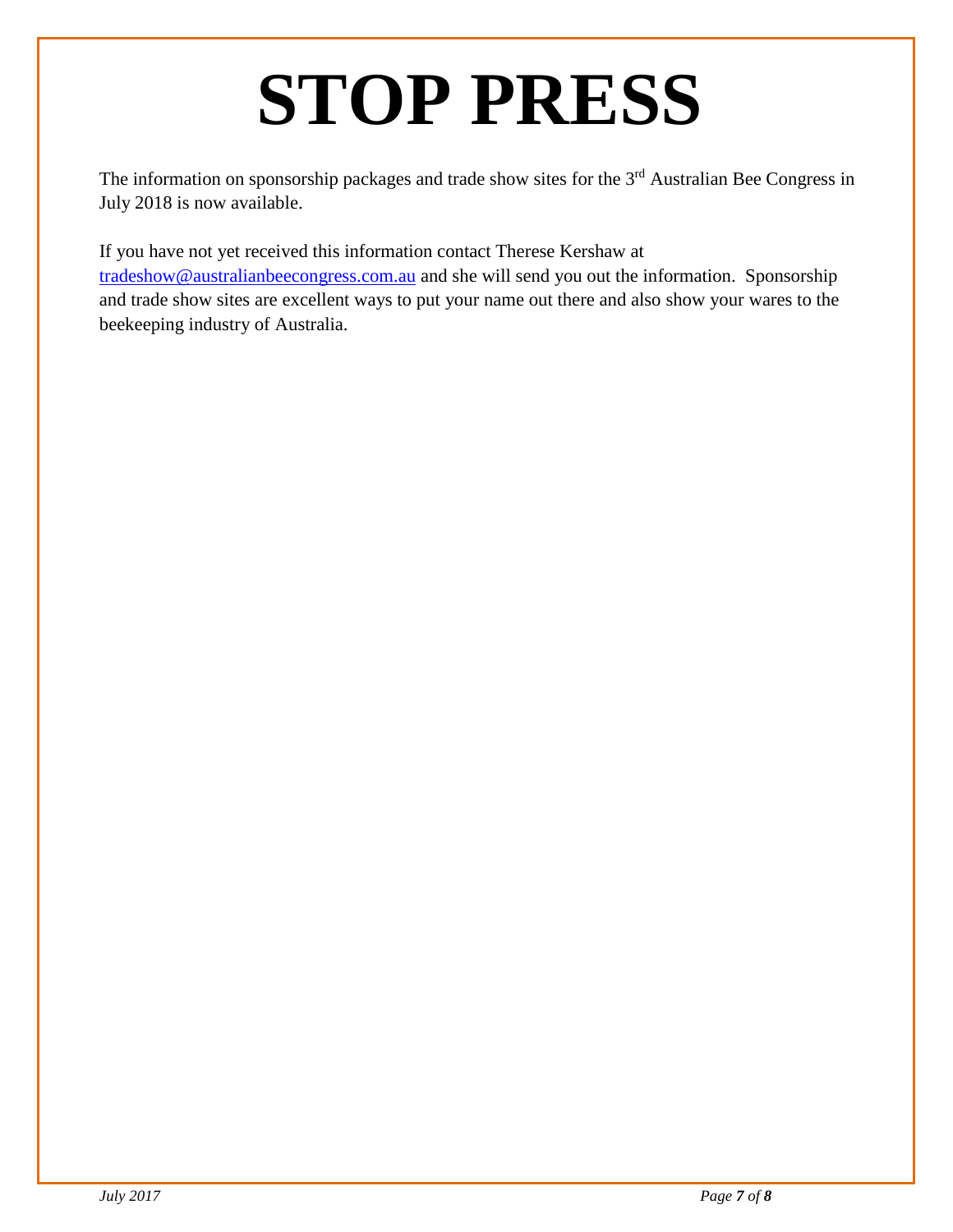# STOP PRESS

The information on sponsorship packages and trade show sites for the 3rd Australian Bee Congress in July 2018 is now available.

If you have not yet received this information contact Therese Kershaw at tradeshow@australianbeecongress.com.au and she will send you out the information. Sponsorship and trade show sites are excellent ways to put your name out there and also show your wares to the beekeeping industry of Australia.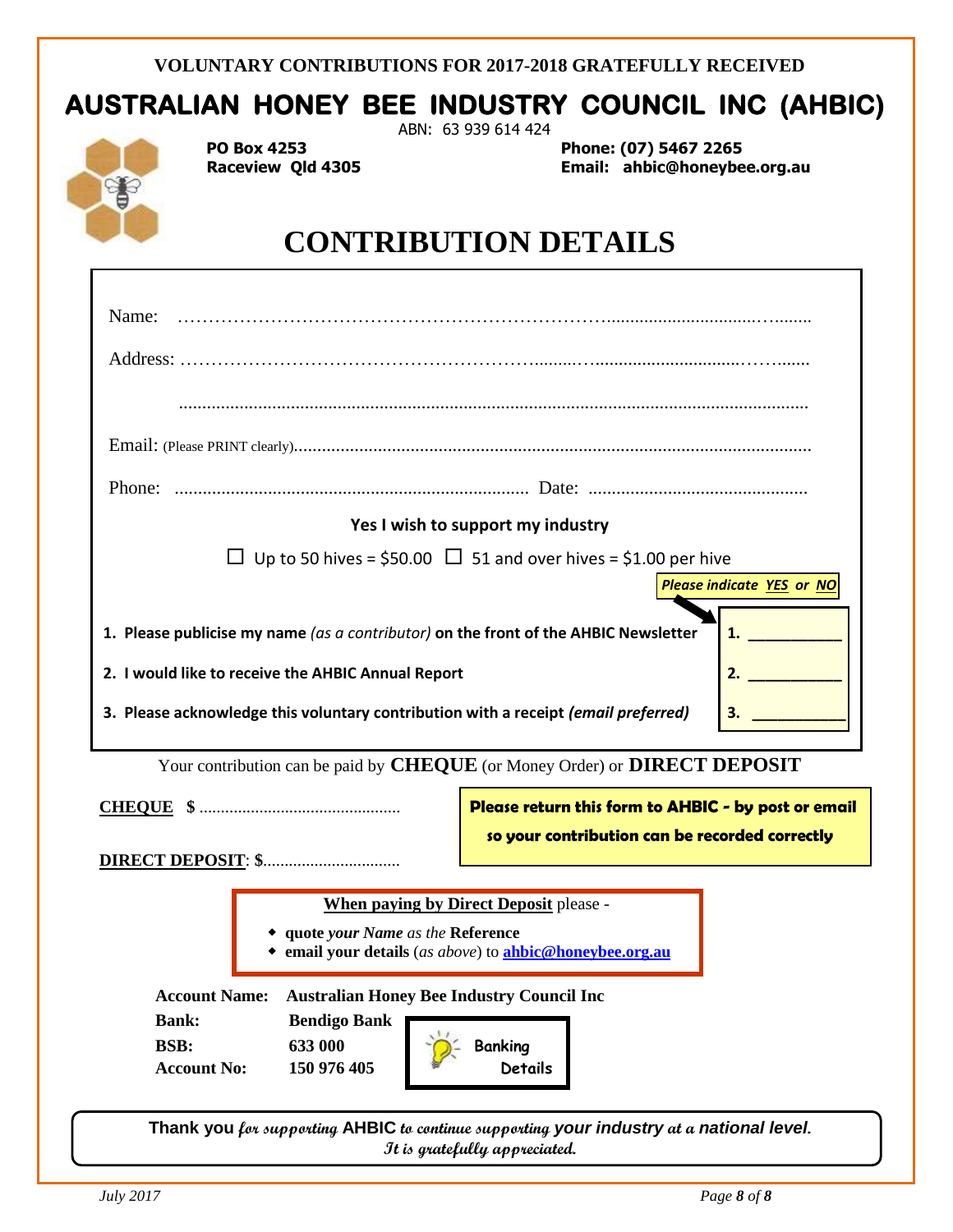**VOLUNTARY CONTRIBUTIONS FOR 2017-2018 GRATEFULLY RECEIVED**

# AUSTRALIAN HONEY BEE INDUSTRY COUNCIL INC (AHBIC)

ABN: 63 939 614 424

**PO Box 4253**
**Raceview Qld 4305**

**Phone: (07) 5467 2265**
**Email: ahbic@honeybee.org.au**

# CONTRIBUTION DETAILS

Name: ..............................................................................................................

Address: ..........................................................................................................

..........................................................................................................................

Email: (Please PRINT clearly).........................................................................

Phone: ............................................................ Date: ........................................

**Yes I wish to support my industry**

☐ Up to 50 hives = $50.00 ☐ 51 and over hives = $1.00 per hive

***Please indicate YES or NO***

| | |
|---|---|
| **1. Please publicise my name** *(as a contributor)* **on the front of the AHBIC Newsletter** | **1.** ________ |
| **2. I would like to receive the AHBIC Annual Report** | **2.** ________ |
| **3. Please acknowledge this voluntary contribution with a receipt** ***(email preferred)*** | **3.** ________ |

Your contribution can be paid by **CHEQUE** (or Money Order) or **DIRECT DEPOSIT**

**CHEQUE $** ..............................................

**DIRECT DEPOSIT: $**...............................

**Please return this form to AHBIC - by post or email so your contribution can be recorded correctly**

**When paying by Direct Deposit** please -

- **quote** ***your Name*** *as the* **Reference**
- **email your details** (*as above*) to **ahbic@honeybee.org.au**

**Banking Details**

| | |
|---|---|
| **Account Name:** | **Australian Honey Bee Industry Council Inc** |
| **Bank:** | **Bendigo Bank** |
| **BSB:** | **633 000** |
| **Account No:** | **150 976 405** |

**Thank you** *for supporting* **AHBIC** *to continue supporting* ***your industry*** *at a* ***national level.*** *It is gratefully appreciated.*

*July 2017*